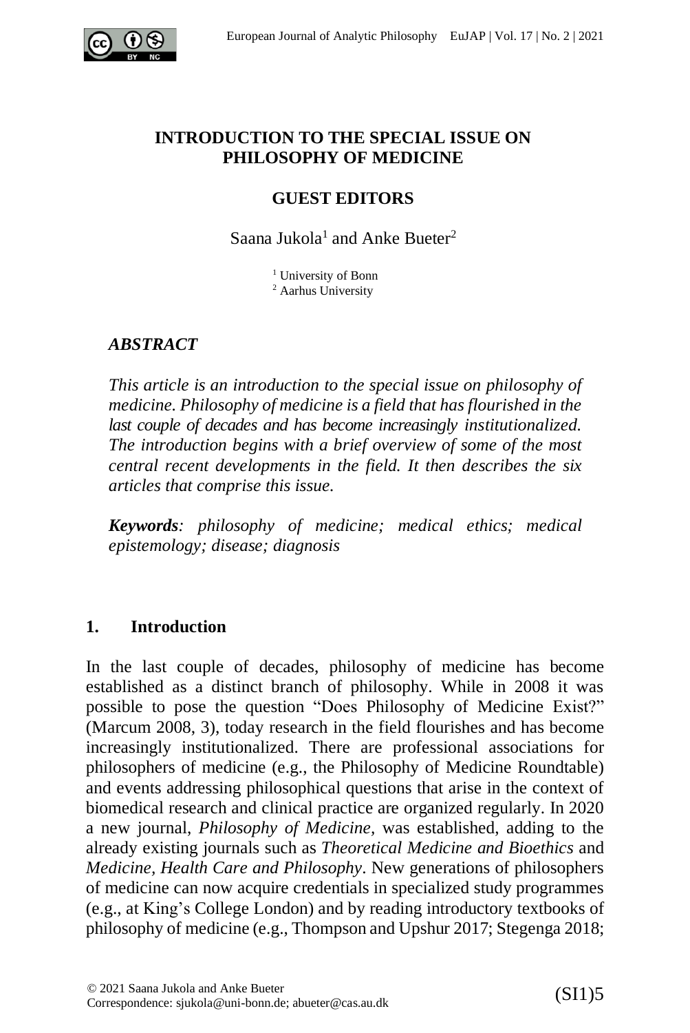# INTRODUCTION TO THE SPECIAL ISSUE ON PHILOSOPHY OF MEDICINE

## GUEST EDITORS

Saana Jukola[1] and Anke Bueter[2]

[1] University of Bonn
[2] Aarhus University

### *ABSTRACT*

*This article is an introduction to the special issue on philosophy of medicine. Philosophy of medicine is a field that has flourished in the last couple of decades and has become increasingly institutionalized. The introduction begins with a brief overview of some of the most central recent developments in the field. It then describes the six articles that comprise this issue.*

***Keywords**: philosophy of medicine; medical ethics; medical epistemology; disease; diagnosis*

## 1. Introduction

In the last couple of decades, philosophy of medicine has become established as a distinct branch of philosophy. While in 2008 it was possible to pose the question "Does Philosophy of Medicine Exist?" (Marcum 2008, 3), today research in the field flourishes and has become increasingly institutionalized. There are professional associations for philosophers of medicine (e.g., the Philosophy of Medicine Roundtable) and events addressing philosophical questions that arise in the context of biomedical research and clinical practice are organized regularly. In 2020 a new journal, *Philosophy of Medicine,* was established, adding to the already existing journals such as *Theoretical Medicine and Bioethics* and *Medicine, Health Care and Philosophy*. New generations of philosophers of medicine can now acquire credentials in specialized study programmes (e.g., at King's College London) and by reading introductory textbooks of philosophy of medicine (e.g., Thompson and Upshur 2017; Stegenga 2018;

© 2021 Saana Jukola and Anke Bueter
Correspondence: sjukola@uni-bonn.de; abueter@cas.au.dk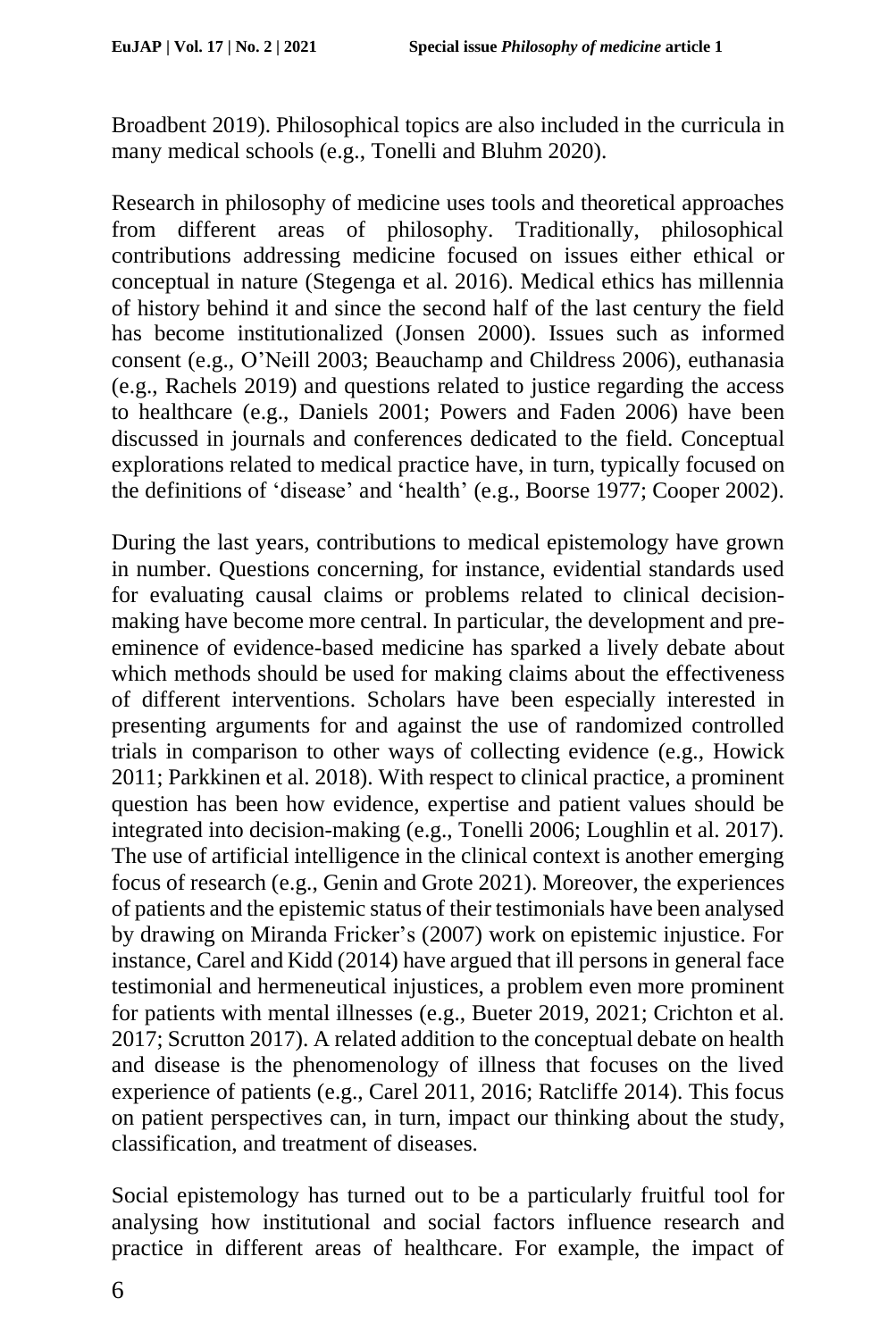Broadbent 2019). Philosophical topics are also included in the curricula in many medical schools (e.g., Tonelli and Bluhm 2020).

Research in philosophy of medicine uses tools and theoretical approaches from different areas of philosophy. Traditionally, philosophical contributions addressing medicine focused on issues either ethical or conceptual in nature (Stegenga et al. 2016). Medical ethics has millennia of history behind it and since the second half of the last century the field has become institutionalized (Jonsen 2000). Issues such as informed consent (e.g., O'Neill 2003; Beauchamp and Childress 2006), euthanasia (e.g., Rachels 2019) and questions related to justice regarding the access to healthcare (e.g., Daniels 2001; Powers and Faden 2006) have been discussed in journals and conferences dedicated to the field. Conceptual explorations related to medical practice have, in turn, typically focused on the definitions of 'disease' and 'health' (e.g., Boorse 1977; Cooper 2002).

During the last years, contributions to medical epistemology have grown in number. Questions concerning, for instance, evidential standards used for evaluating causal claims or problems related to clinical decision-making have become more central. In particular, the development and pre-eminence of evidence-based medicine has sparked a lively debate about which methods should be used for making claims about the effectiveness of different interventions. Scholars have been especially interested in presenting arguments for and against the use of randomized controlled trials in comparison to other ways of collecting evidence (e.g., Howick 2011; Parkkinen et al. 2018). With respect to clinical practice, a prominent question has been how evidence, expertise and patient values should be integrated into decision-making (e.g., Tonelli 2006; Loughlin et al. 2017). The use of artificial intelligence in the clinical context is another emerging focus of research (e.g., Genin and Grote 2021). Moreover, the experiences of patients and the epistemic status of their testimonials have been analysed by drawing on Miranda Fricker's (2007) work on epistemic injustice. For instance, Carel and Kidd (2014) have argued that ill persons in general face testimonial and hermeneutical injustices, a problem even more prominent for patients with mental illnesses (e.g., Bueter 2019, 2021; Crichton et al. 2017; Scrutton 2017). A related addition to the conceptual debate on health and disease is the phenomenology of illness that focuses on the lived experience of patients (e.g., Carel 2011, 2016; Ratcliffe 2014). This focus on patient perspectives can, in turn, impact our thinking about the study, classification, and treatment of diseases.

Social epistemology has turned out to be a particularly fruitful tool for analysing how institutional and social factors influence research and practice in different areas of healthcare. For example, the impact of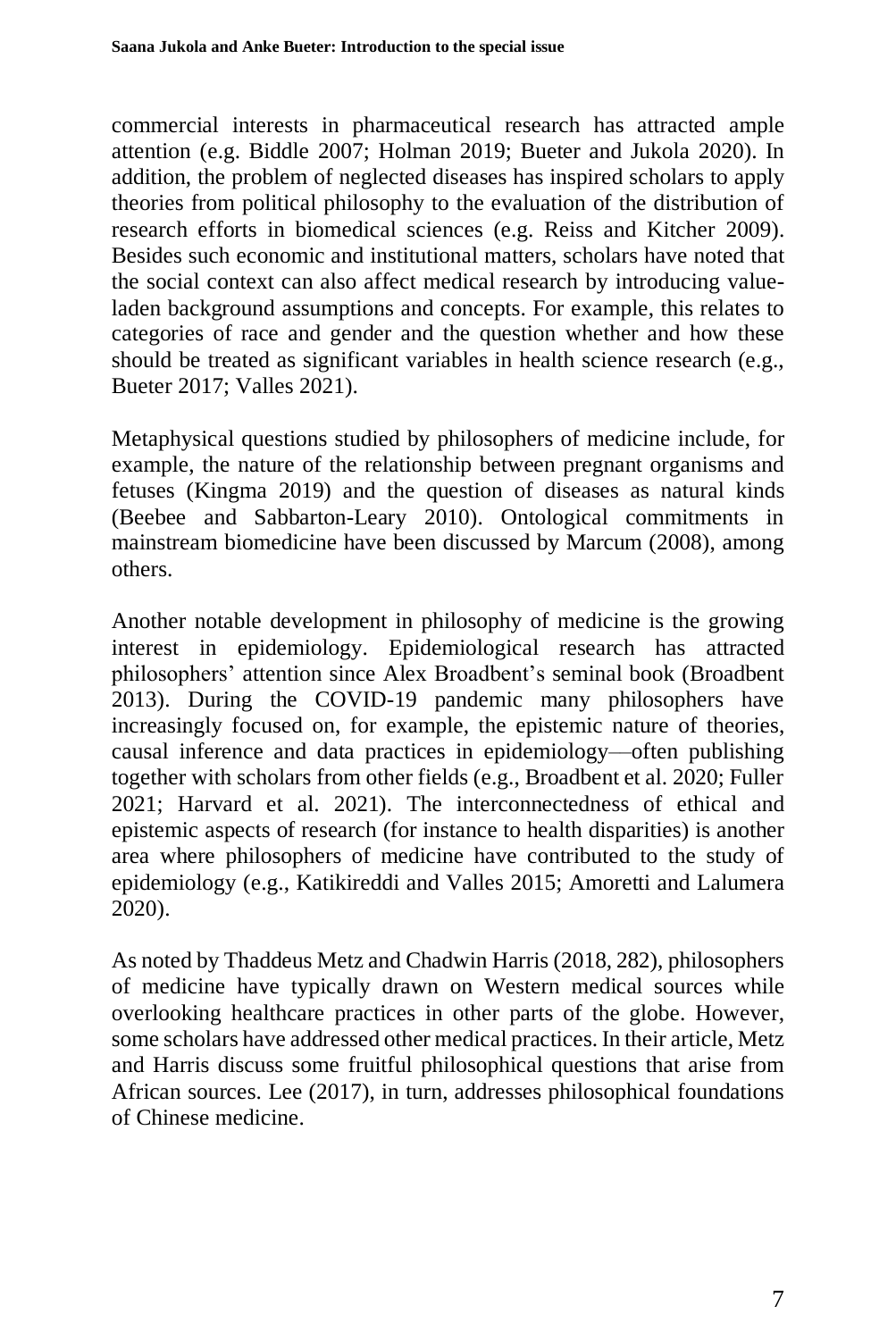commercial interests in pharmaceutical research has attracted ample attention (e.g. Biddle 2007; Holman 2019; Bueter and Jukola 2020). In addition, the problem of neglected diseases has inspired scholars to apply theories from political philosophy to the evaluation of the distribution of research efforts in biomedical sciences (e.g. Reiss and Kitcher 2009). Besides such economic and institutional matters, scholars have noted that the social context can also affect medical research by introducing value-laden background assumptions and concepts. For example, this relates to categories of race and gender and the question whether and how these should be treated as significant variables in health science research (e.g., Bueter 2017; Valles 2021).

Metaphysical questions studied by philosophers of medicine include, for example, the nature of the relationship between pregnant organisms and fetuses (Kingma 2019) and the question of diseases as natural kinds (Beebee and Sabbarton-Leary 2010). Ontological commitments in mainstream biomedicine have been discussed by Marcum (2008), among others.

Another notable development in philosophy of medicine is the growing interest in epidemiology. Epidemiological research has attracted philosophers' attention since Alex Broadbent's seminal book (Broadbent 2013). During the COVID-19 pandemic many philosophers have increasingly focused on, for example, the epistemic nature of theories, causal inference and data practices in epidemiology—often publishing together with scholars from other fields (e.g., Broadbent et al. 2020; Fuller 2021; Harvard et al. 2021). The interconnectedness of ethical and epistemic aspects of research (for instance to health disparities) is another area where philosophers of medicine have contributed to the study of epidemiology (e.g., Katikireddi and Valles 2015; Amoretti and Lalumera 2020).

As noted by Thaddeus Metz and Chadwin Harris (2018, 282), philosophers of medicine have typically drawn on Western medical sources while overlooking healthcare practices in other parts of the globe. However, some scholars have addressed other medical practices. In their article, Metz and Harris discuss some fruitful philosophical questions that arise from African sources. Lee (2017), in turn, addresses philosophical foundations of Chinese medicine.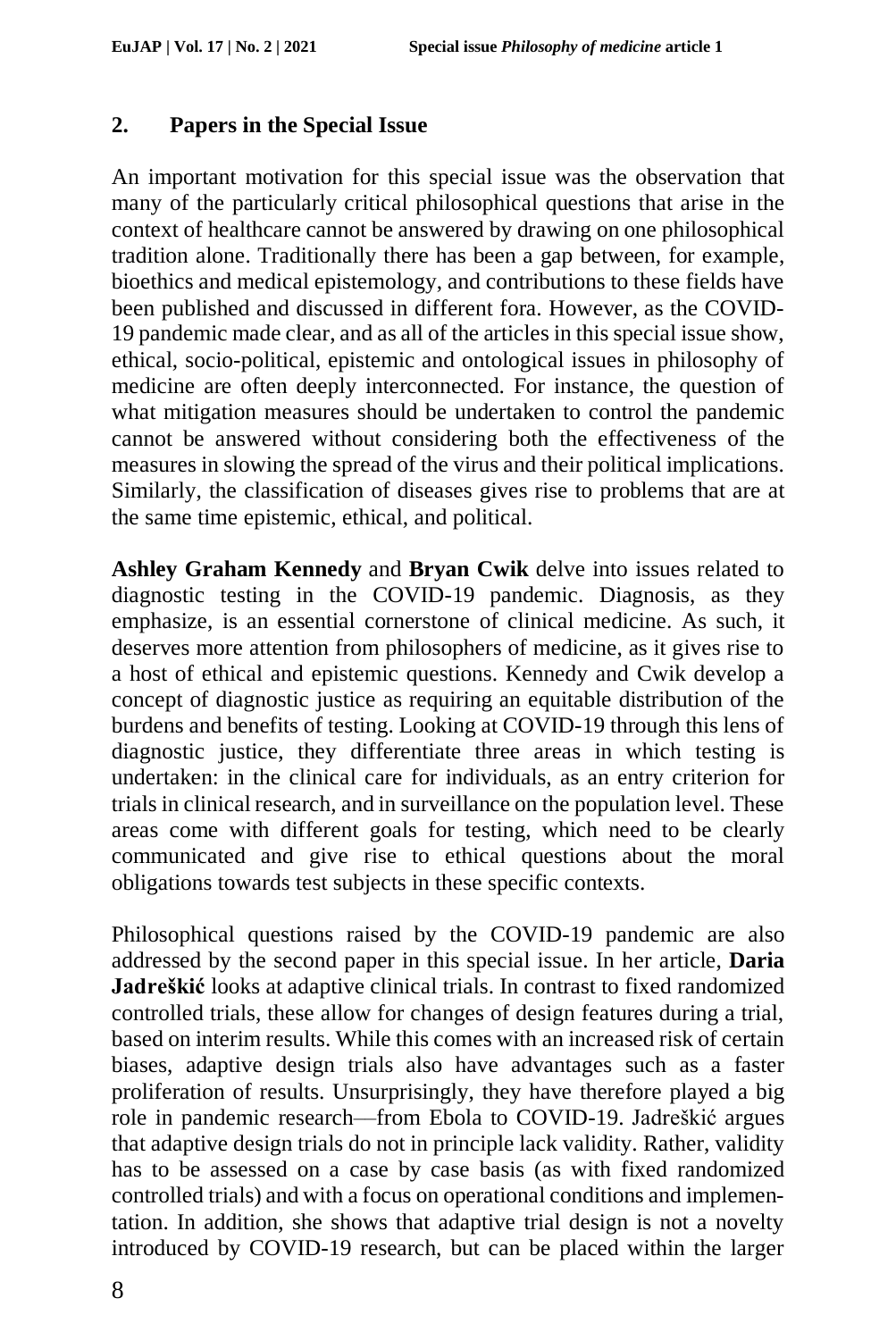## 2. Papers in the Special Issue

An important motivation for this special issue was the observation that many of the particularly critical philosophical questions that arise in the context of healthcare cannot be answered by drawing on one philosophical tradition alone. Traditionally there has been a gap between, for example, bioethics and medical epistemology, and contributions to these fields have been published and discussed in different fora. However, as the COVID-19 pandemic made clear, and as all of the articles in this special issue show, ethical, socio-political, epistemic and ontological issues in philosophy of medicine are often deeply interconnected. For instance, the question of what mitigation measures should be undertaken to control the pandemic cannot be answered without considering both the effectiveness of the measures in slowing the spread of the virus and their political implications. Similarly, the classification of diseases gives rise to problems that are at the same time epistemic, ethical, and political.

**Ashley Graham Kennedy** and **Bryan Cwik** delve into issues related to diagnostic testing in the COVID-19 pandemic. Diagnosis, as they emphasize, is an essential cornerstone of clinical medicine. As such, it deserves more attention from philosophers of medicine, as it gives rise to a host of ethical and epistemic questions. Kennedy and Cwik develop a concept of diagnostic justice as requiring an equitable distribution of the burdens and benefits of testing. Looking at COVID-19 through this lens of diagnostic justice, they differentiate three areas in which testing is undertaken: in the clinical care for individuals, as an entry criterion for trials in clinical research, and in surveillance on the population level. These areas come with different goals for testing, which need to be clearly communicated and give rise to ethical questions about the moral obligations towards test subjects in these specific contexts.

Philosophical questions raised by the COVID-19 pandemic are also addressed by the second paper in this special issue. In her article, **Daria Jadreškić** looks at adaptive clinical trials. In contrast to fixed randomized controlled trials, these allow for changes of design features during a trial, based on interim results. While this comes with an increased risk of certain biases, adaptive design trials also have advantages such as a faster proliferation of results. Unsurprisingly, they have therefore played a big role in pandemic research—from Ebola to COVID-19. Jadreškić argues that adaptive design trials do not in principle lack validity. Rather, validity has to be assessed on a case by case basis (as with fixed randomized controlled trials) and with a focus on operational conditions and implementation. In addition, she shows that adaptive trial design is not a novelty introduced by COVID-19 research, but can be placed within the larger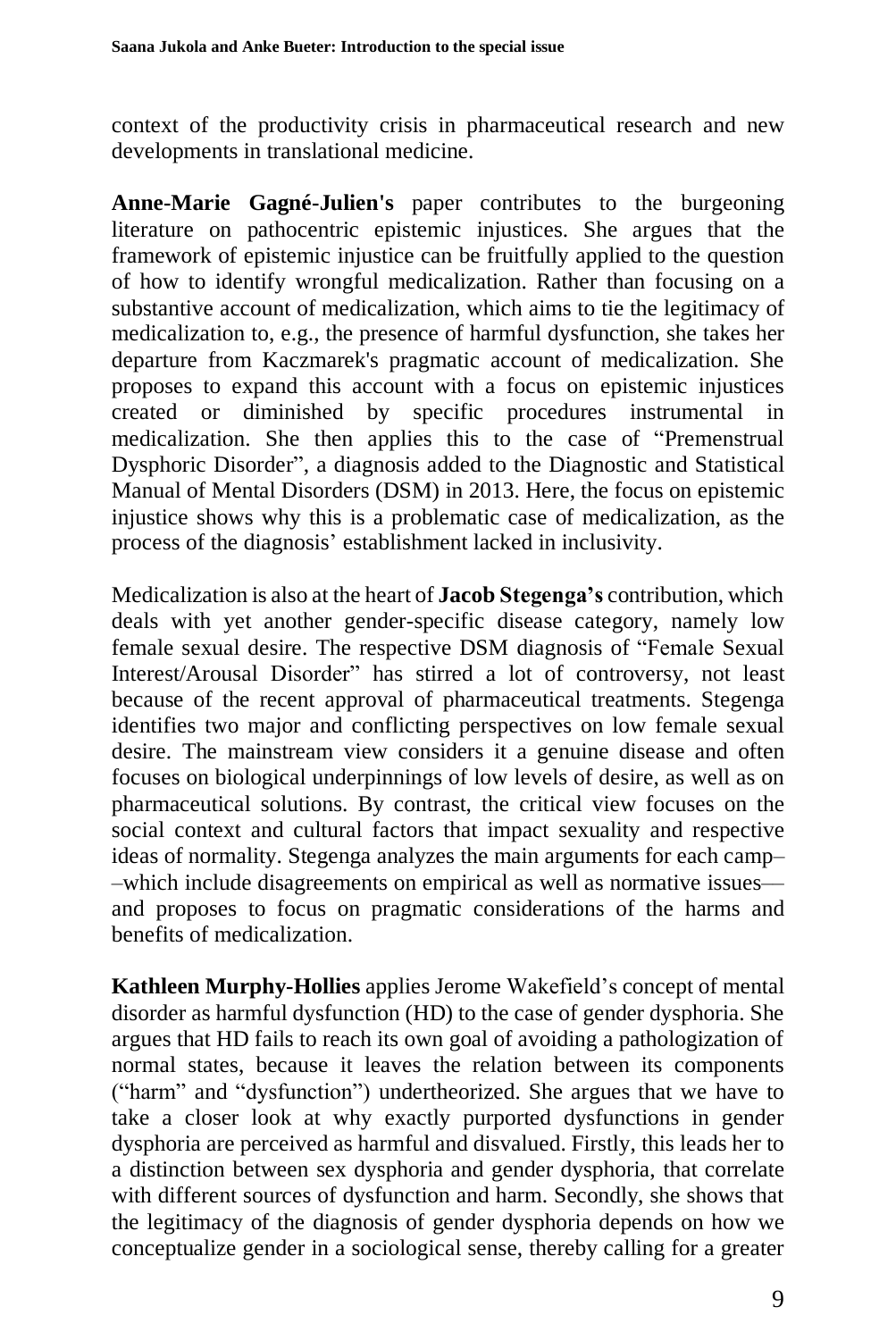context of the productivity crisis in pharmaceutical research and new developments in translational medicine.

**Anne-Marie Gagné-Julien's** paper contributes to the burgeoning literature on pathocentric epistemic injustices. She argues that the framework of epistemic injustice can be fruitfully applied to the question of how to identify wrongful medicalization. Rather than focusing on a substantive account of medicalization, which aims to tie the legitimacy of medicalization to, e.g., the presence of harmful dysfunction, she takes her departure from Kaczmarek's pragmatic account of medicalization. She proposes to expand this account with a focus on epistemic injustices created or diminished by specific procedures instrumental in medicalization. She then applies this to the case of "Premenstrual Dysphoric Disorder", a diagnosis added to the Diagnostic and Statistical Manual of Mental Disorders (DSM) in 2013. Here, the focus on epistemic injustice shows why this is a problematic case of medicalization, as the process of the diagnosis' establishment lacked in inclusivity.

Medicalization is also at the heart of **Jacob Stegenga's** contribution, which deals with yet another gender-specific disease category, namely low female sexual desire. The respective DSM diagnosis of "Female Sexual Interest/Arousal Disorder" has stirred a lot of controversy, not least because of the recent approval of pharmaceutical treatments. Stegenga identifies two major and conflicting perspectives on low female sexual desire. The mainstream view considers it a genuine disease and often focuses on biological underpinnings of low levels of desire, as well as on pharmaceutical solutions. By contrast, the critical view focuses on the social context and cultural factors that impact sexuality and respective ideas of normality. Stegenga analyzes the main arguments for each camp––which include disagreements on empirical as well as normative issues—and proposes to focus on pragmatic considerations of the harms and benefits of medicalization.

**Kathleen Murphy-Hollies** applies Jerome Wakefield's concept of mental disorder as harmful dysfunction (HD) to the case of gender dysphoria. She argues that HD fails to reach its own goal of avoiding a pathologization of normal states, because it leaves the relation between its components ("harm" and "dysfunction") undertheorized. She argues that we have to take a closer look at why exactly purported dysfunctions in gender dysphoria are perceived as harmful and disvalued. Firstly, this leads her to a distinction between sex dysphoria and gender dysphoria, that correlate with different sources of dysfunction and harm. Secondly, she shows that the legitimacy of the diagnosis of gender dysphoria depends on how we conceptualize gender in a sociological sense, thereby calling for a greater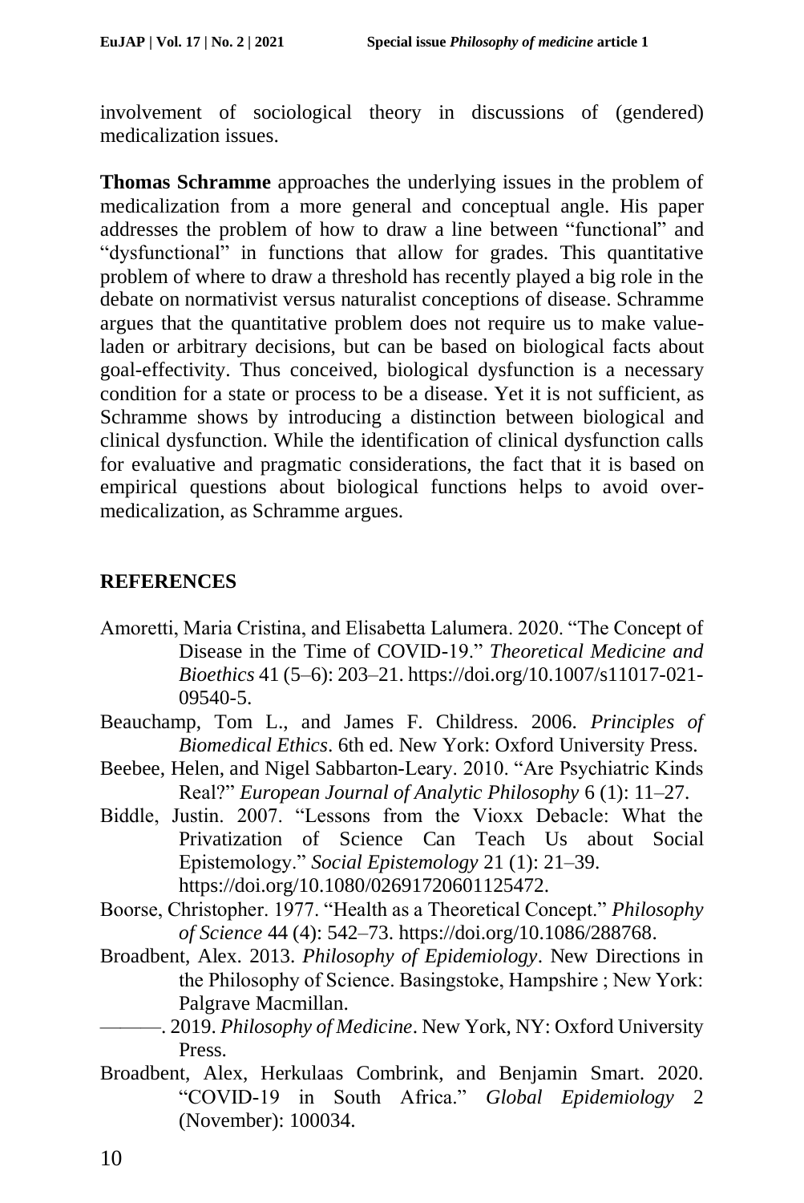involvement of sociological theory in discussions of (gendered) medicalization issues.

**Thomas Schramme** approaches the underlying issues in the problem of medicalization from a more general and conceptual angle. His paper addresses the problem of how to draw a line between "functional" and "dysfunctional" in functions that allow for grades. This quantitative problem of where to draw a threshold has recently played a big role in the debate on normativist versus naturalist conceptions of disease. Schramme argues that the quantitative problem does not require us to make value-laden or arbitrary decisions, but can be based on biological facts about goal-effectivity. Thus conceived, biological dysfunction is a necessary condition for a state or process to be a disease. Yet it is not sufficient, as Schramme shows by introducing a distinction between biological and clinical dysfunction. While the identification of clinical dysfunction calls for evaluative and pragmatic considerations, the fact that it is based on empirical questions about biological functions helps to avoid over-medicalization, as Schramme argues.

## REFERENCES

Amoretti, Maria Cristina, and Elisabetta Lalumera. 2020. "The Concept of Disease in the Time of COVID-19." *Theoretical Medicine and Bioethics* 41 (5–6): 203–21. https://doi.org/10.1007/s11017-021-09540-5.

Beauchamp, Tom L., and James F. Childress. 2006. *Principles of Biomedical Ethics*. 6th ed. New York: Oxford University Press.

Beebee, Helen, and Nigel Sabbarton-Leary. 2010. "Are Psychiatric Kinds Real?" *European Journal of Analytic Philosophy* 6 (1): 11–27.

Biddle, Justin. 2007. "Lessons from the Vioxx Debacle: What the Privatization of Science Can Teach Us about Social Epistemology." *Social Epistemology* 21 (1): 21–39. https://doi.org/10.1080/02691720601125472.

Boorse, Christopher. 1977. "Health as a Theoretical Concept." *Philosophy of Science* 44 (4): 542–73. https://doi.org/10.1086/288768.

Broadbent, Alex. 2013. *Philosophy of Epidemiology*. New Directions in the Philosophy of Science. Basingstoke, Hampshire ; New York: Palgrave Macmillan.

———. 2019. *Philosophy of Medicine*. New York, NY: Oxford University Press.

Broadbent, Alex, Herkulaas Combrink, and Benjamin Smart. 2020. "COVID-19 in South Africa." *Global Epidemiology* 2 (November): 100034.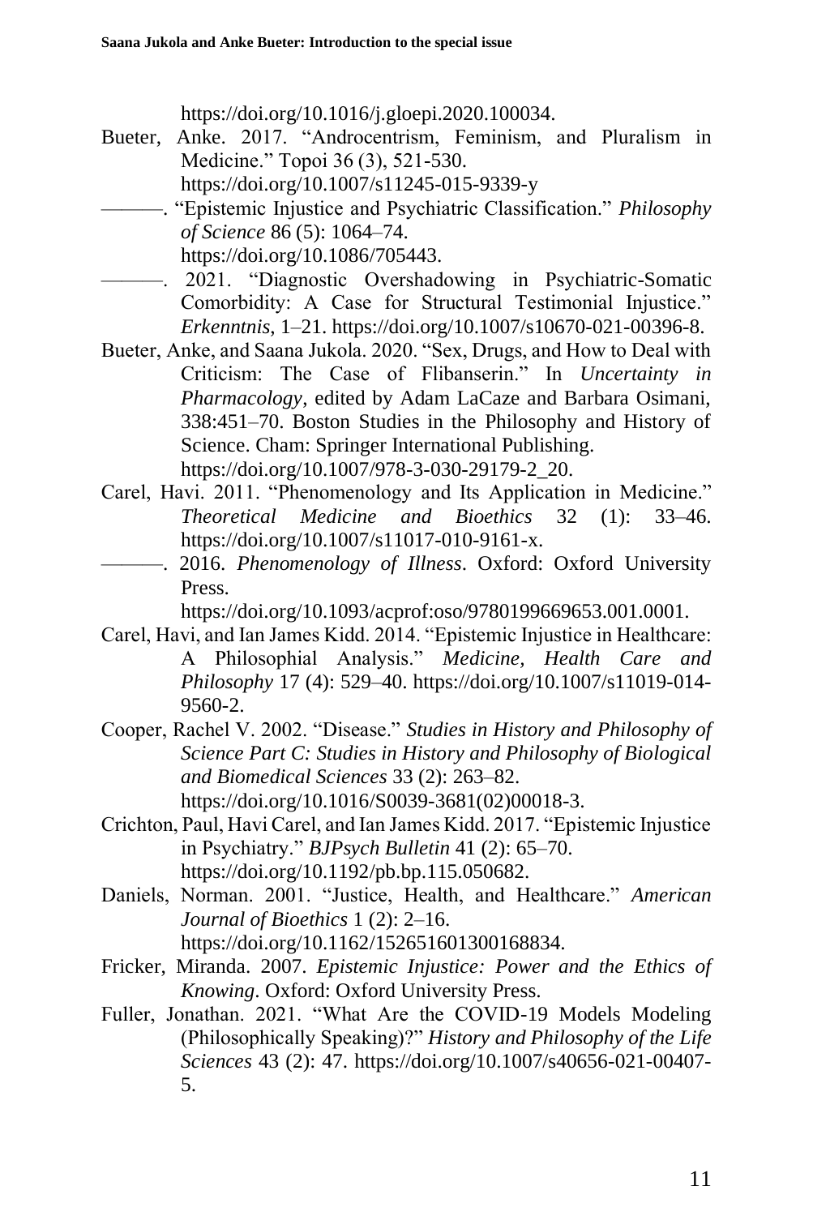https://doi.org/10.1016/j.gloepi.2020.100034.

Bueter, Anke. 2017. "Androcentrism, Feminism, and Pluralism in Medicine." Topoi 36 (3), 521-530. https://doi.org/10.1007/s11245-015-9339-y

———. "Epistemic Injustice and Psychiatric Classification." *Philosophy of Science* 86 (5): 1064–74. https://doi.org/10.1086/705443.

———. 2021. "Diagnostic Overshadowing in Psychiatric-Somatic Comorbidity: A Case for Structural Testimonial Injustice." *Erkenntnis*, 1–21. https://doi.org/10.1007/s10670-021-00396-8.

Bueter, Anke, and Saana Jukola. 2020. "Sex, Drugs, and How to Deal with Criticism: The Case of Flibanserin." In *Uncertainty in Pharmacology*, edited by Adam LaCaze and Barbara Osimani, 338:451–70. Boston Studies in the Philosophy and History of Science. Cham: Springer International Publishing. https://doi.org/10.1007/978-3-030-29179-2_20.

Carel, Havi. 2011. "Phenomenology and Its Application in Medicine." *Theoretical Medicine and Bioethics* 32 (1): 33–46. https://doi.org/10.1007/s11017-010-9161-x.

———. 2016. *Phenomenology of Illness*. Oxford: Oxford University Press. https://doi.org/10.1093/acprof:oso/9780199669653.001.0001.

Carel, Havi, and Ian James Kidd. 2014. "Epistemic Injustice in Healthcare: A Philosophial Analysis." *Medicine, Health Care and Philosophy* 17 (4): 529–40. https://doi.org/10.1007/s11019-014-9560-2.

Cooper, Rachel V. 2002. "Disease." *Studies in History and Philosophy of Science Part C: Studies in History and Philosophy of Biological and Biomedical Sciences* 33 (2): 263–82. https://doi.org/10.1016/S0039-3681(02)00018-3.

Crichton, Paul, Havi Carel, and Ian James Kidd. 2017. "Epistemic Injustice in Psychiatry." *BJPsych Bulletin* 41 (2): 65–70. https://doi.org/10.1192/pb.bp.115.050682.

Daniels, Norman. 2001. "Justice, Health, and Healthcare." *American Journal of Bioethics* 1 (2): 2–16. https://doi.org/10.1162/152651601300168834.

Fricker, Miranda. 2007. *Epistemic Injustice: Power and the Ethics of Knowing*. Oxford: Oxford University Press.

Fuller, Jonathan. 2021. "What Are the COVID-19 Models Modeling (Philosophically Speaking)?" *History and Philosophy of the Life Sciences* 43 (2): 47. https://doi.org/10.1007/s40656-021-00407-5.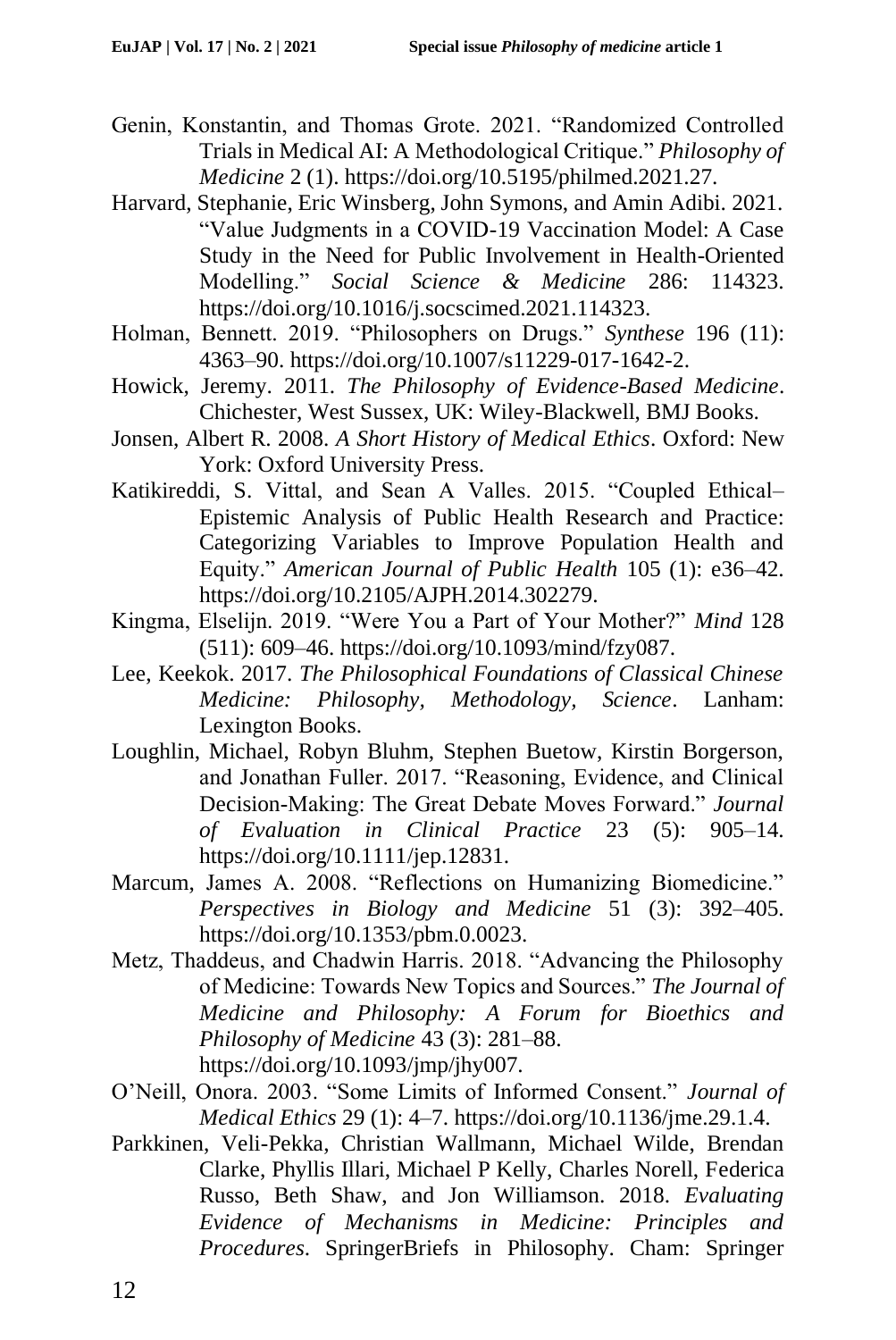Genin, Konstantin, and Thomas Grote. 2021. "Randomized Controlled Trials in Medical AI: A Methodological Critique." *Philosophy of Medicine* 2 (1). https://doi.org/10.5195/philmed.2021.27.

Harvard, Stephanie, Eric Winsberg, John Symons, and Amin Adibi. 2021. "Value Judgments in a COVID-19 Vaccination Model: A Case Study in the Need for Public Involvement in Health-Oriented Modelling." *Social Science & Medicine* 286: 114323. https://doi.org/10.1016/j.socscimed.2021.114323.

Holman, Bennett. 2019. "Philosophers on Drugs." *Synthese* 196 (11): 4363–90. https://doi.org/10.1007/s11229-017-1642-2.

Howick, Jeremy. 2011. *The Philosophy of Evidence-Based Medicine*. Chichester, West Sussex, UK: Wiley-Blackwell, BMJ Books.

Jonsen, Albert R. 2008. *A Short History of Medical Ethics*. Oxford: New York: Oxford University Press.

Katikireddi, S. Vittal, and Sean A Valles. 2015. "Coupled Ethical–Epistemic Analysis of Public Health Research and Practice: Categorizing Variables to Improve Population Health and Equity." *American Journal of Public Health* 105 (1): e36–42. https://doi.org/10.2105/AJPH.2014.302279.

Kingma, Elselijn. 2019. "Were You a Part of Your Mother?" *Mind* 128 (511): 609–46. https://doi.org/10.1093/mind/fzy087.

Lee, Keekok. 2017. *The Philosophical Foundations of Classical Chinese Medicine: Philosophy, Methodology, Science*. Lanham: Lexington Books.

Loughlin, Michael, Robyn Bluhm, Stephen Buetow, Kirstin Borgerson, and Jonathan Fuller. 2017. "Reasoning, Evidence, and Clinical Decision-Making: The Great Debate Moves Forward." *Journal of Evaluation in Clinical Practice* 23 (5): 905–14. https://doi.org/10.1111/jep.12831.

Marcum, James A. 2008. "Reflections on Humanizing Biomedicine." *Perspectives in Biology and Medicine* 51 (3): 392–405. https://doi.org/10.1353/pbm.0.0023.

Metz, Thaddeus, and Chadwin Harris. 2018. "Advancing the Philosophy of Medicine: Towards New Topics and Sources." *The Journal of Medicine and Philosophy: A Forum for Bioethics and Philosophy of Medicine* 43 (3): 281–88. https://doi.org/10.1093/jmp/jhy007.

O'Neill, Onora. 2003. "Some Limits of Informed Consent." *Journal of Medical Ethics* 29 (1): 4–7. https://doi.org/10.1136/jme.29.1.4.

Parkkinen, Veli-Pekka, Christian Wallmann, Michael Wilde, Brendan Clarke, Phyllis Illari, Michael P Kelly, Charles Norell, Federica Russo, Beth Shaw, and Jon Williamson. 2018. *Evaluating Evidence of Mechanisms in Medicine: Principles and Procedures*. SpringerBriefs in Philosophy. Cham: Springer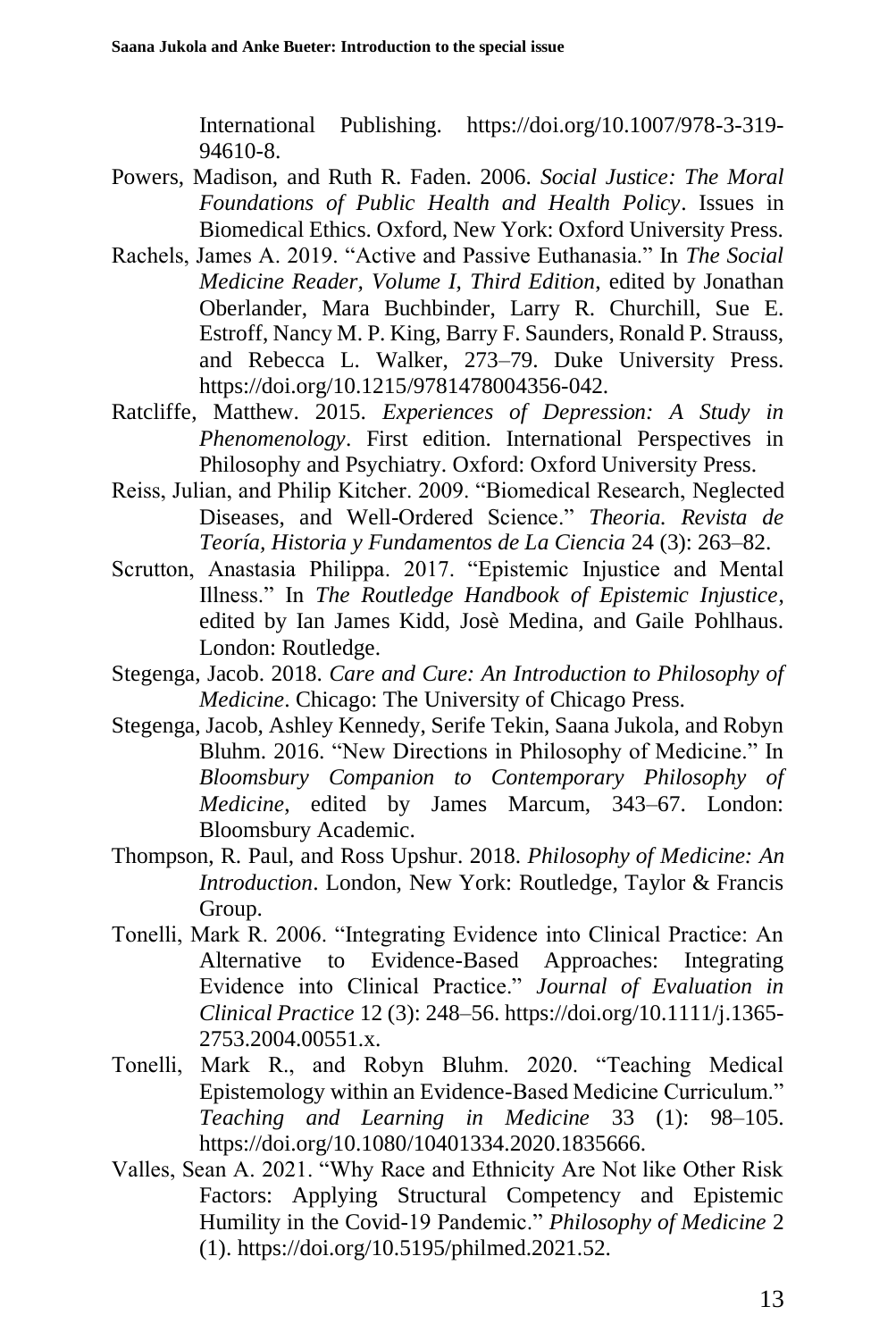International Publishing. https://doi.org/10.1007/978-3-319-94610-8.

Powers, Madison, and Ruth R. Faden. 2006. *Social Justice: The Moral Foundations of Public Health and Health Policy*. Issues in Biomedical Ethics. Oxford, New York: Oxford University Press.

Rachels, James A. 2019. "Active and Passive Euthanasia." In *The Social Medicine Reader, Volume I, Third Edition*, edited by Jonathan Oberlander, Mara Buchbinder, Larry R. Churchill, Sue E. Estroff, Nancy M. P. King, Barry F. Saunders, Ronald P. Strauss, and Rebecca L. Walker, 273–79. Duke University Press. https://doi.org/10.1215/9781478004356-042.

Ratcliffe, Matthew. 2015. *Experiences of Depression: A Study in Phenomenology*. First edition. International Perspectives in Philosophy and Psychiatry. Oxford: Oxford University Press.

Reiss, Julian, and Philip Kitcher. 2009. "Biomedical Research, Neglected Diseases, and Well-Ordered Science." *Theoria. Revista de Teoría, Historia y Fundamentos de La Ciencia* 24 (3): 263–82.

Scrutton, Anastasia Philippa. 2017. "Epistemic Injustice and Mental Illness." In *The Routledge Handbook of Epistemic Injustice*, edited by Ian James Kidd, Josè Medina, and Gaile Pohlhaus. London: Routledge.

Stegenga, Jacob. 2018. *Care and Cure: An Introduction to Philosophy of Medicine*. Chicago: The University of Chicago Press.

Stegenga, Jacob, Ashley Kennedy, Serife Tekin, Saana Jukola, and Robyn Bluhm. 2016. "New Directions in Philosophy of Medicine." In *Bloomsbury Companion to Contemporary Philosophy of Medicine*, edited by James Marcum, 343–67. London: Bloomsbury Academic.

Thompson, R. Paul, and Ross Upshur. 2018. *Philosophy of Medicine: An Introduction*. London, New York: Routledge, Taylor & Francis Group.

Tonelli, Mark R. 2006. "Integrating Evidence into Clinical Practice: An Alternative to Evidence-Based Approaches: Integrating Evidence into Clinical Practice." *Journal of Evaluation in Clinical Practice* 12 (3): 248–56. https://doi.org/10.1111/j.1365-2753.2004.00551.x.

Tonelli, Mark R., and Robyn Bluhm. 2020. "Teaching Medical Epistemology within an Evidence-Based Medicine Curriculum." *Teaching and Learning in Medicine* 33 (1): 98–105. https://doi.org/10.1080/10401334.2020.1835666.

Valles, Sean A. 2021. "Why Race and Ethnicity Are Not like Other Risk Factors: Applying Structural Competency and Epistemic Humility in the Covid-19 Pandemic." *Philosophy of Medicine* 2 (1). https://doi.org/10.5195/philmed.2021.52.